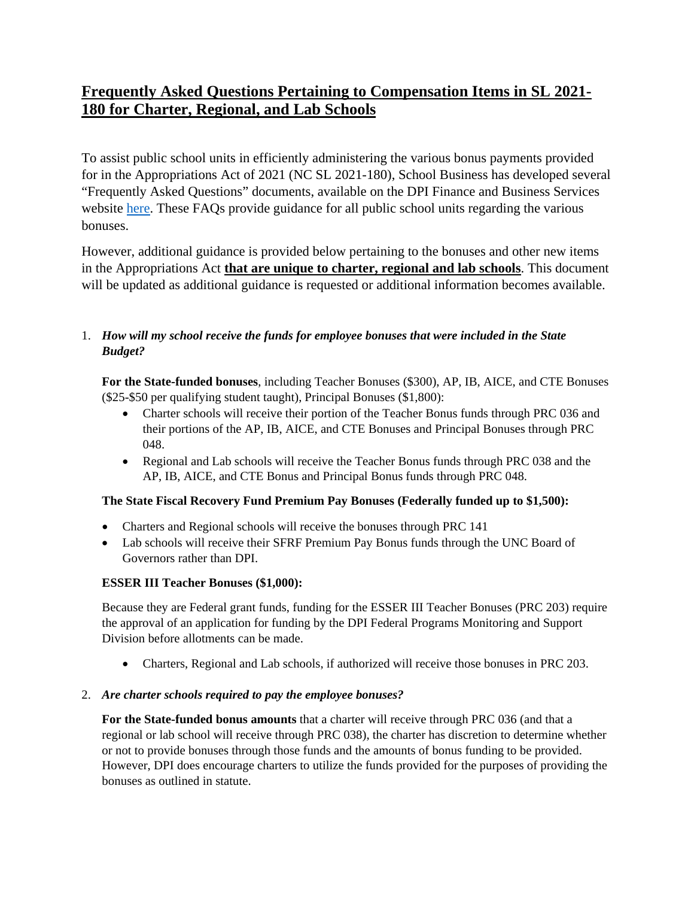# Frequently Asked Questions Pertaining to Compensation Items in SL 2021-180 for Charter, Regional, and Lab Schools

To assist public school units in efficiently administering the various bonus payments provided for in the Appropriations Act of 2021 (NC SL 2021-180), School Business has developed several "Frequently Asked Questions" documents, available on the DPI Finance and Business Services website [here](). These FAQs provide guidance for all public school units regarding the various bonuses.

However, additional guidance is provided below pertaining to the bonuses and other new items in the Appropriations Act **that are unique to charter, regional and lab schools**. This document will be updated as additional guidance is requested or additional information becomes available.

1. ***How will my school receive the funds for employee bonuses that were included in the State Budget?***

   **For the State-funded bonuses**, including Teacher Bonuses ($300), AP, IB, AICE, and CTE Bonuses ($25-$50 per qualifying student taught), Principal Bonuses ($1,800):

   - Charter schools will receive their portion of the Teacher Bonus funds through PRC 036 and their portions of the AP, IB, AICE, and CTE Bonuses and Principal Bonuses through PRC 048.
   - Regional and Lab schools will receive the Teacher Bonus funds through PRC 038 and the AP, IB, AICE, and CTE Bonus and Principal Bonus funds through PRC 048.

   **The State Fiscal Recovery Fund Premium Pay Bonuses (Federally funded up to $1,500):**

   - Charters and Regional schools will receive the bonuses through PRC 141
   - Lab schools will receive their SFRF Premium Pay Bonus funds through the UNC Board of Governors rather than DPI.

   **ESSER III Teacher Bonuses ($1,000):**

   Because they are Federal grant funds, funding for the ESSER III Teacher Bonuses (PRC 203) require the approval of an application for funding by the DPI Federal Programs Monitoring and Support Division before allotments can be made.

   - Charters, Regional and Lab schools, if authorized will receive those bonuses in PRC 203.

2. ***Are charter schools required to pay the employee bonuses?***

   **For the State-funded bonus amounts** that a charter will receive through PRC 036 (and that a regional or lab school will receive through PRC 038), the charter has discretion to determine whether or not to provide bonuses through those funds and the amounts of bonus funding to be provided. However, DPI does encourage charters to utilize the funds provided for the purposes of providing the bonuses as outlined in statute.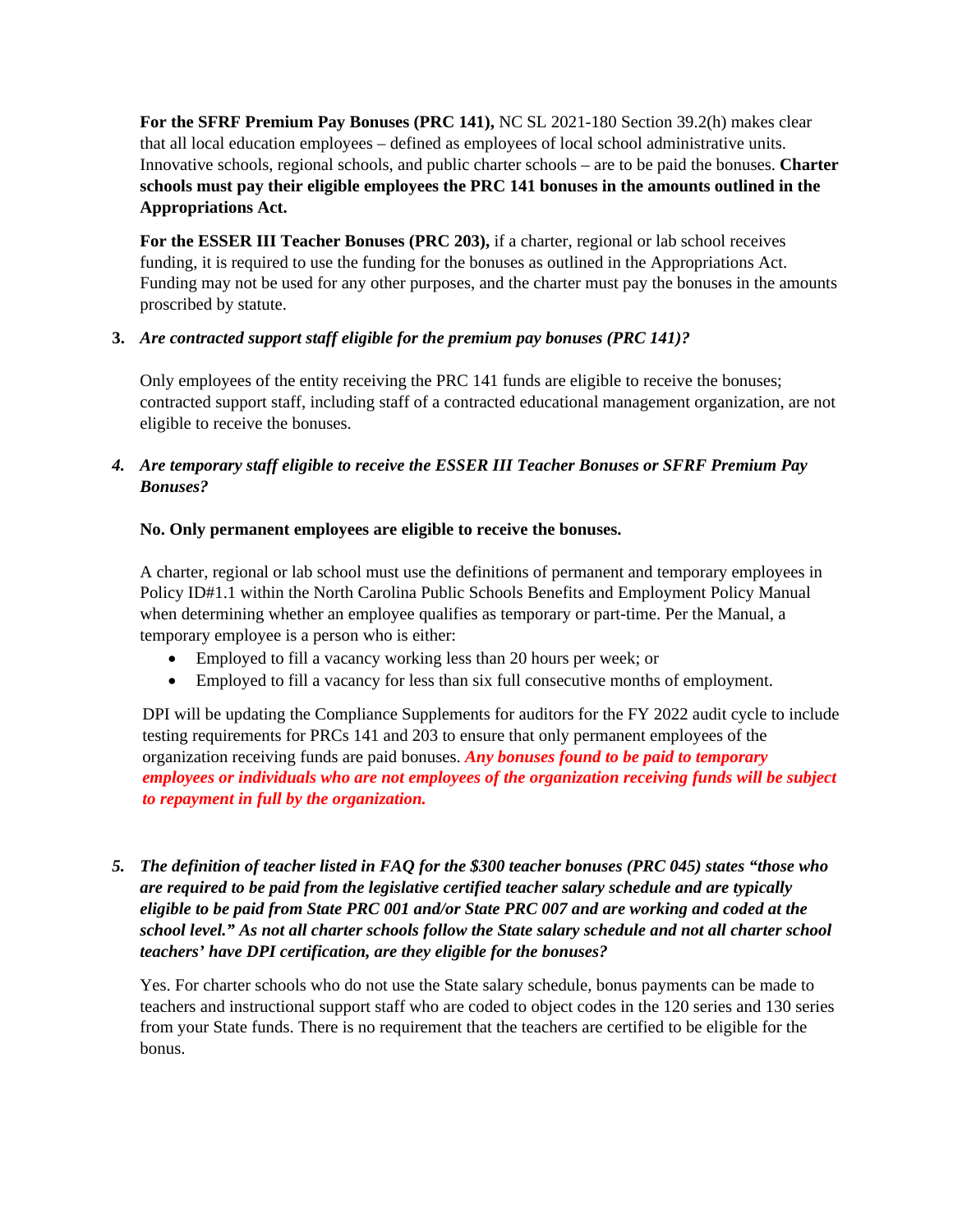**For the SFRF Premium Pay Bonuses (PRC 141),** NC SL 2021-180 Section 39.2(h) makes clear that all local education employees – defined as employees of local school administrative units. Innovative schools, regional schools, and public charter schools – are to be paid the bonuses. **Charter schools must pay their eligible employees the PRC 141 bonuses in the amounts outlined in the Appropriations Act.**

**For the ESSER III Teacher Bonuses (PRC 203),** if a charter, regional or lab school receives funding, it is required to use the funding for the bonuses as outlined in the Appropriations Act. Funding may not be used for any other purposes, and the charter must pay the bonuses in the amounts proscribed by statute.

3. ***Are contracted support staff eligible for the premium pay bonuses (PRC 141)?***

Only employees of the entity receiving the PRC 141 funds are eligible to receive the bonuses; contracted support staff, including staff of a contracted educational management organization, are not eligible to receive the bonuses.

4. ***Are temporary staff eligible to receive the ESSER III Teacher Bonuses or SFRF Premium Pay Bonuses?***

**No. Only permanent employees are eligible to receive the bonuses.**

A charter, regional or lab school must use the definitions of permanent and temporary employees in Policy ID#1.1 within the North Carolina Public Schools Benefits and Employment Policy Manual when determining whether an employee qualifies as temporary or part-time. Per the Manual, a temporary employee is a person who is either:

- Employed to fill a vacancy working less than 20 hours per week; or
- Employed to fill a vacancy for less than six full consecutive months of employment.

DPI will be updating the Compliance Supplements for auditors for the FY 2022 audit cycle to include testing requirements for PRCs 141 and 203 to ensure that only permanent employees of the organization receiving funds are paid bonuses. ***Any bonuses found to be paid to temporary employees or individuals who are not employees of the organization receiving funds will be subject to repayment in full by the organization.***

5. ***The definition of teacher listed in FAQ for the $300 teacher bonuses (PRC 045) states "those who are required to be paid from the legislative certified teacher salary schedule and are typically eligible to be paid from State PRC 001 and/or State PRC 007 and are working and coded at the school level." As not all charter schools follow the State salary schedule and not all charter school teachers' have DPI certification, are they eligible for the bonuses?***

Yes. For charter schools who do not use the State salary schedule, bonus payments can be made to teachers and instructional support staff who are coded to object codes in the 120 series and 130 series from your State funds. There is no requirement that the teachers are certified to be eligible for the bonus.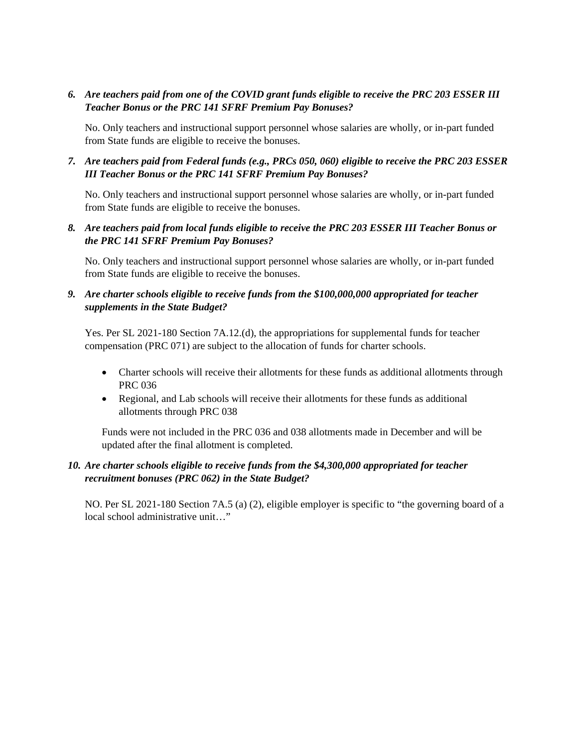6. ***Are teachers paid from one of the COVID grant funds eligible to receive the PRC 203 ESSER III Teacher Bonus or the PRC 141 SFRF Premium Pay Bonuses?***

   No. Only teachers and instructional support personnel whose salaries are wholly, or in-part funded from State funds are eligible to receive the bonuses.

7. ***Are teachers paid from Federal funds (e.g., PRCs 050, 060) eligible to receive the PRC 203 ESSER III Teacher Bonus or the PRC 141 SFRF Premium Pay Bonuses?***

   No. Only teachers and instructional support personnel whose salaries are wholly, or in-part funded from State funds are eligible to receive the bonuses.

8. ***Are teachers paid from local funds eligible to receive the PRC 203 ESSER III Teacher Bonus or the PRC 141 SFRF Premium Pay Bonuses?***

   No. Only teachers and instructional support personnel whose salaries are wholly, or in-part funded from State funds are eligible to receive the bonuses.

9. ***Are charter schools eligible to receive funds from the $100,000,000 appropriated for teacher supplements in the State Budget?***

   Yes. Per SL 2021-180 Section 7A.12.(d), the appropriations for supplemental funds for teacher compensation (PRC 071) are subject to the allocation of funds for charter schools.

   - Charter schools will receive their allotments for these funds as additional allotments through PRC 036
   - Regional, and Lab schools will receive their allotments for these funds as additional allotments through PRC 038

   Funds were not included in the PRC 036 and 038 allotments made in December and will be updated after the final allotment is completed.

10. ***Are charter schools eligible to receive funds from the $4,300,000 appropriated for teacher recruitment bonuses (PRC 062) in the State Budget?***

    NO. Per SL 2021-180 Section 7A.5 (a) (2), eligible employer is specific to "the governing board of a local school administrative unit…"